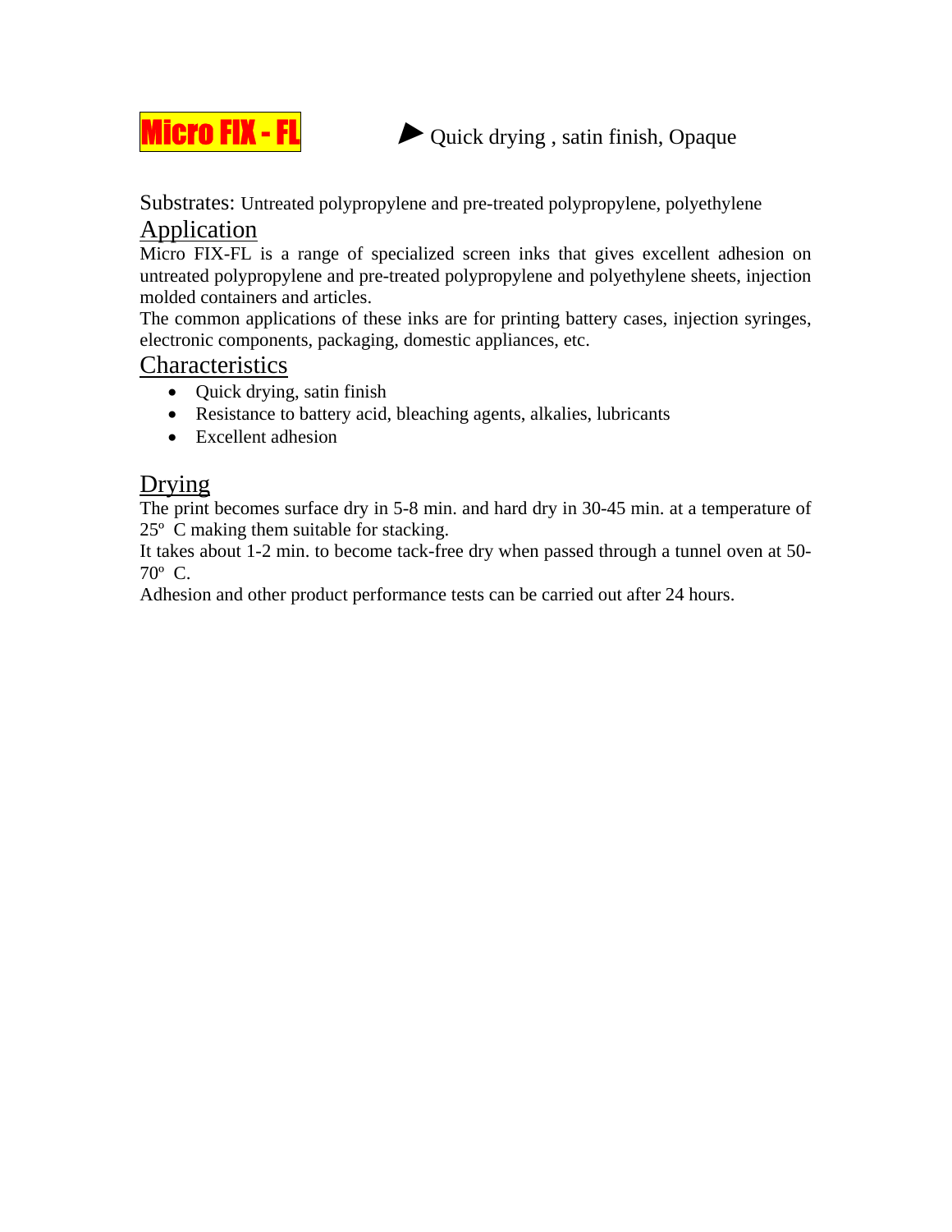# Micro FIX - FL

► Quick drying , satin finish, Opaque

Substrates: Untreated polypropylene and pre-treated polypropylene, polyethylene

## Application

Micro FIX-FL is a range of specialized screen inks that gives excellent adhesion on untreated polypropylene and pre-treated polypropylene and polyethylene sheets, injection molded containers and articles.

The common applications of these inks are for printing battery cases, injection syringes, electronic components, packaging, domestic appliances, etc.

## Characteristics

- Quick drying, satin finish
- Resistance to battery acid, bleaching agents, alkalies, lubricants
- Excellent adhesion

## Drying

The print becomes surface dry in 5-8 min. and hard dry in 30-45 min. at a temperature of 25º C making them suitable for stacking.

It takes about 1-2 min. to become tack-free dry when passed through a tunnel oven at 50-70º C.

Adhesion and other product performance tests can be carried out after 24 hours.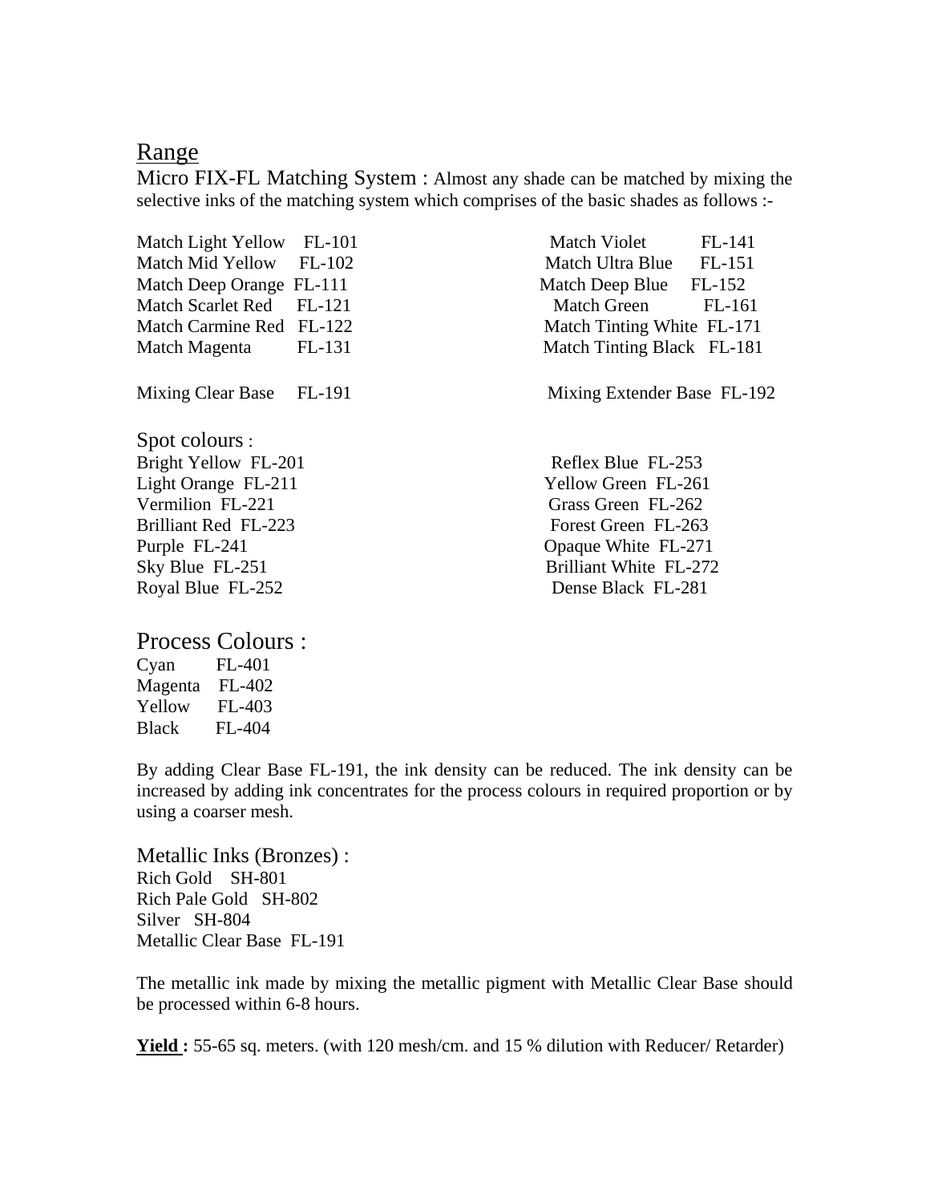## Range

**Micro FIX-FL Matching System :** Almost any shade can be matched by mixing the selective inks of the matching system which comprises of the basic shades as follows :-

| | | | |
|---|---|---|---|
| Match Light Yellow | FL-101 | Match Violet | FL-141 |
| Match Mid Yellow | FL-102 | Match Ultra Blue | FL-151 |
| Match Deep Orange | FL-111 | Match Deep Blue | FL-152 |
| Match Scarlet Red | FL-121 | Match Green | FL-161 |
| Match Carmine Red | FL-122 | Match Tinting White | FL-171 |
| Match Magenta | FL-131 | Match Tinting Black | FL-181 |
| Mixing Clear Base | FL-191 | Mixing Extender Base | FL-192 |

### Spot colours :

| | | | |
|---|---|---|---|
| Bright Yellow | FL-201 | Reflex Blue | FL-253 |
| Light Orange | FL-211 | Yellow Green | FL-261 |
| Vermilion | FL-221 | Grass Green | FL-262 |
| Brilliant Red | FL-223 | Forest Green | FL-263 |
| Purple | FL-241 | Opaque White | FL-271 |
| Sky Blue | FL-251 | Brilliant White | FL-272 |
| Royal Blue | FL-252 | Dense Black | FL-281 |

### Process Colours :

| | |
|---|---|
| Cyan | FL-401 |
| Magenta | FL-402 |
| Yellow | FL-403 |
| Black | FL-404 |

By adding Clear Base FL-191, the ink density can be reduced. The ink density can be increased by adding ink concentrates for the process colours in required proportion or by using a coarser mesh.

### Metallic Inks (Bronzes) :

Rich Gold SH-801
Rich Pale Gold SH-802
Silver SH-804
Metallic Clear Base FL-191

The metallic ink made by mixing the metallic pigment with Metallic Clear Base should be processed within 6-8 hours.

**Yield :** 55-65 sq. meters. (with 120 mesh/cm. and 15 % dilution with Reducer/ Retarder)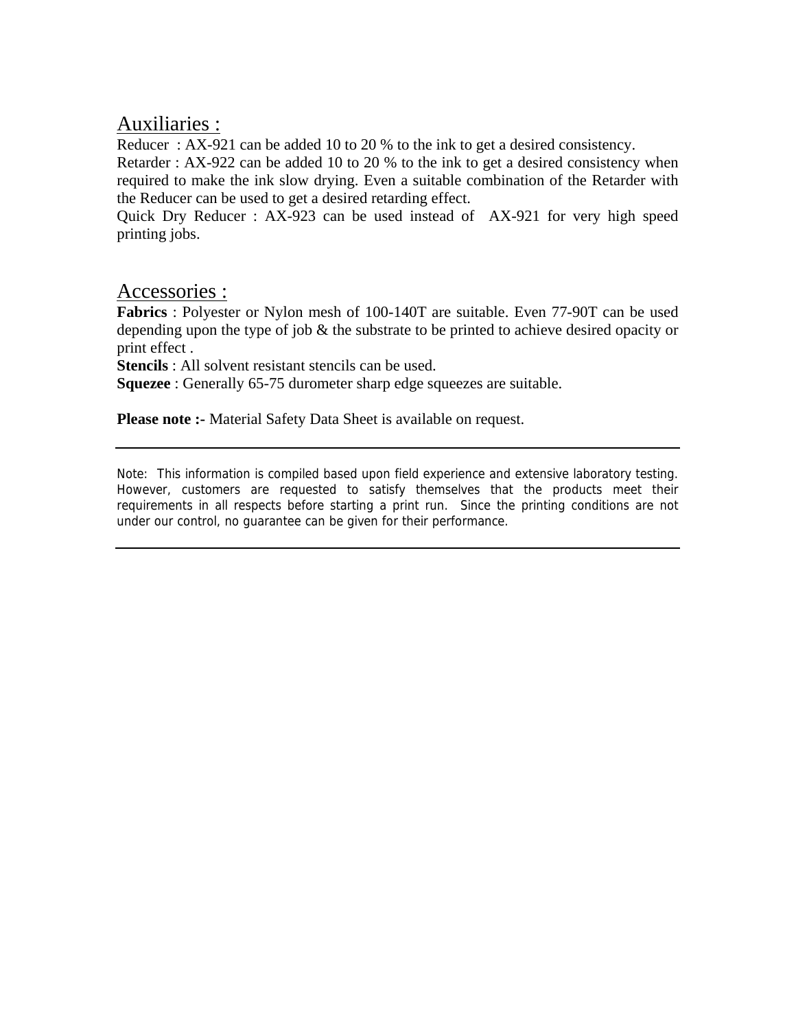## Auxiliaries :

Reducer : AX-921 can be added 10 to 20 % to the ink to get a desired consistency.

Retarder : AX-922 can be added 10 to 20 % to the ink to get a desired consistency when required to make the ink slow drying. Even a suitable combination of the Retarder with the Reducer can be used to get a desired retarding effect.

Quick Dry Reducer : AX-923 can be used instead of AX-921 for very high speed printing jobs.

## Accessories :

**Fabrics** : Polyester or Nylon mesh of 100-140T are suitable. Even 77-90T can be used depending upon the type of job & the substrate to be printed to achieve desired opacity or print effect .

**Stencils** : All solvent resistant stencils can be used.

**Squezee** : Generally 65-75 durometer sharp edge squeezes are suitable.

**Please note :-** Material Safety Data Sheet is available on request.

---

Note: This information is compiled based upon field experience and extensive laboratory testing. However, customers are requested to satisfy themselves that the products meet their requirements in all respects before starting a print run. Since the printing conditions are not under our control, no guarantee can be given for their performance.

---